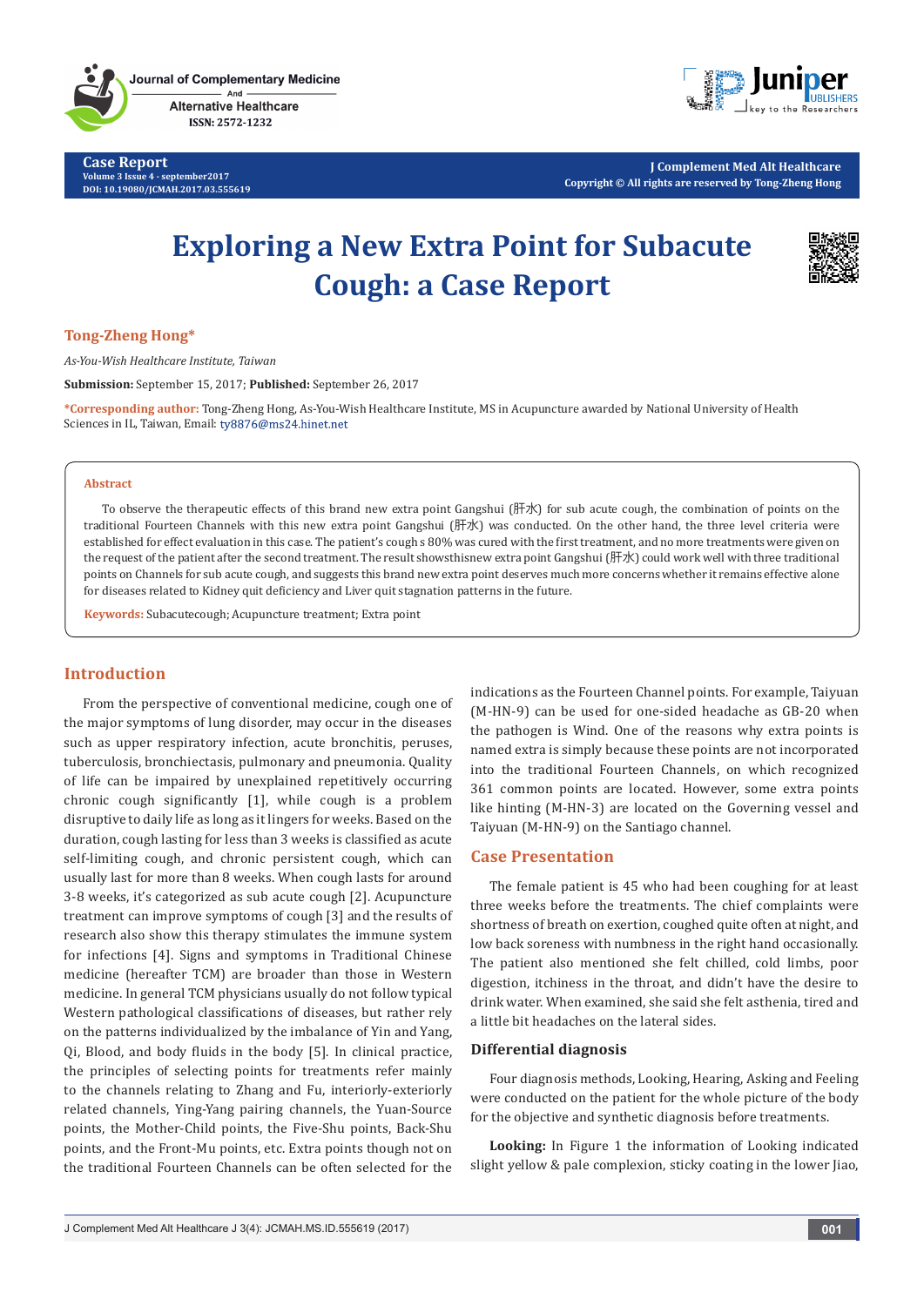# Exploring a New Extra Point for Subacute Cough: a Case Report

**Tong-Zheng Hong***

*As-You-Wish Healthcare Institute, Taiwan*

**Submission:** September 15, 2017; **Published:** September 26, 2017

***Corresponding author:** Tong-Zheng Hong, As-You-Wish Healthcare Institute, MS in Acupuncture awarded by National University of Health Sciences in IL, Taiwan, Email: ty8876@ms24.hinet.net

## Abstract

To observe the therapeutic effects of this brand new extra point Gangshui (肝水) for sub acute cough, the combination of points on the traditional Fourteen Channels with this new extra point Gangshui (肝水) was conducted. On the other hand, the three level criteria were established for effect evaluation in this case. The patient's cough s 80% was cured with the first treatment, and no more treatments were given on the request of the patient after the second treatment. The result showsthisnew extra point Gangshui (肝水) could work well with three traditional points on Channels for sub acute cough, and suggests this brand new extra point deserves much more concerns whether it remains effective alone for diseases related to Kidney quit deficiency and Liver quit stagnation patterns in the future.

**Keywords:** Subacutecough; Acupuncture treatment; Extra point

## Introduction

From the perspective of conventional medicine, cough one of the major symptoms of lung disorder, may occur in the diseases such as upper respiratory infection, acute bronchitis, peruses, tuberculosis, bronchiectasis, pulmonary and pneumonia. Quality of life can be impaired by unexplained repetitively occurring chronic cough significantly [1], while cough is a problem disruptive to daily life as long as it lingers for weeks. Based on the duration, cough lasting for less than 3 weeks is classified as acute self-limiting cough, and chronic persistent cough, which can usually last for more than 8 weeks. When cough lasts for around 3-8 weeks, it's categorized as sub acute cough [2]. Acupuncture treatment can improve symptoms of cough [3] and the results of research also show this therapy stimulates the immune system for infections [4]. Signs and symptoms in Traditional Chinese medicine (hereafter TCM) are broader than those in Western medicine. In general TCM physicians usually do not follow typical Western pathological classifications of diseases, but rather rely on the patterns individualized by the imbalance of Yin and Yang, Qi, Blood, and body fluids in the body [5]. In clinical practice, the principles of selecting points for treatments refer mainly to the channels relating to Zhang and Fu, interiorly-exteriorly related channels, Ying-Yang pairing channels, the Yuan-Source points, the Mother-Child points, the Five-Shu points, Back-Shu points, and the Front-Mu points, etc. Extra points though not on the traditional Fourteen Channels can be often selected for the indications as the Fourteen Channel points. For example, Taiyuan (M-HN-9) can be used for one-sided headache as GB-20 when the pathogen is Wind. One of the reasons why extra points is named extra is simply because these points are not incorporated into the traditional Fourteen Channels, on which recognized 361 common points are located. However, some extra points like hinting (M-HN-3) are located on the Governing vessel and Taiyuan (M-HN-9) on the Santiago channel.

## Case Presentation

The female patient is 45 who had been coughing for at least three weeks before the treatments. The chief complaints were shortness of breath on exertion, coughed quite often at night, and low back soreness with numbness in the right hand occasionally. The patient also mentioned she felt chilled, cold limbs, poor digestion, itchiness in the throat, and didn't have the desire to drink water. When examined, she said she felt asthenia, tired and a little bit headaches on the lateral sides.

### Differential diagnosis

Four diagnosis methods, Looking, Hearing, Asking and Feeling were conducted on the patient for the whole picture of the body for the objective and synthetic diagnosis before treatments.

**Looking:** In Figure 1 the information of Looking indicated slight yellow & pale complexion, sticky coating in the lower Jiao,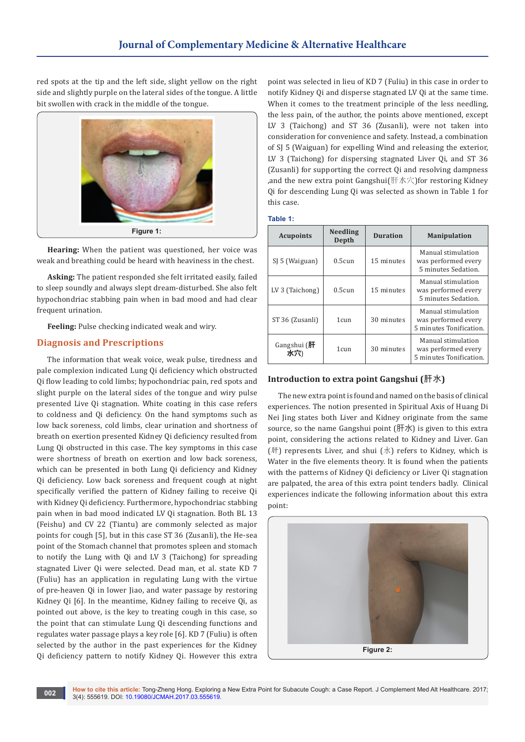red spots at the tip and the left side, slight yellow on the right side and slightly purple on the lateral sides of the tongue. A little bit swollen with crack in the middle of the tongue.

Figure 1:

**Hearing:** When the patient was questioned, her voice was weak and breathing could be heard with heaviness in the chest.

**Asking:** The patient responded she felt irritated easily, failed to sleep soundly and always slept dream-disturbed. She also felt hypochondriac stabbing pain when in bad mood and had clear frequent urination.

**Feeling:** Pulse checking indicated weak and wiry.

## Diagnosis and Prescriptions

The information that weak voice, weak pulse, tiredness and pale complexion indicated Lung Qi deficiency which obstructed Qi flow leading to cold limbs; hypochondriac pain, red spots and slight purple on the lateral sides of the tongue and wiry pulse presented Live Qi stagnation. White coating in this case refers to coldness and Qi deficiency. On the hand symptoms such as low back soreness, cold limbs, clear urination and shortness of breath on exertion presented Kidney Qi deficiency resulted from Lung Qi obstructed in this case. The key symptoms in this case were shortness of breath on exertion and low back soreness, which can be presented in both Lung Qi deficiency and Kidney Qi deficiency. Low back soreness and frequent cough at night specifically verified the pattern of Kidney failing to receive Qi with Kidney Qi deficiency. Furthermore, hypochondriac stabbing pain when in bad mood indicated LV Qi stagnation. Both BL 13 (Feishu) and CV 22 (Tiantu) are commonly selected as major points for cough [5], but in this case ST 36 (Zusanli), the He-sea point of the Stomach channel that promotes spleen and stomach to notify the Lung with Qi and LV 3 (Taichong) for spreading stagnated Liver Qi were selected. Dead man, et al. state KD 7 (Fuliu) has an application in regulating Lung with the virtue of pre-heaven Qi in lower Jiao, and water passage by restoring Kidney Qi [6]. In the meantime, Kidney failing to receive Qi, as pointed out above, is the key to treating cough in this case, so the point that can stimulate Lung Qi descending functions and regulates water passage plays a key role [6]. KD 7 (Fuliu) is often selected by the author in the past experiences for the Kidney Qi deficiency pattern to notify Kidney Qi. However this extra point was selected in lieu of KD 7 (Fuliu) in this case in order to notify Kidney Qi and disperse stagnated LV Qi at the same time. When it comes to the treatment principle of the less needling, the less pain, of the author, the points above mentioned, except LV 3 (Taichong) and ST 36 (Zusanli), were not taken into consideration for convenience and safety. Instead, a combination of SJ 5 (Waiguan) for expelling Wind and releasing the exterior, LV 3 (Taichong) for dispersing stagnated Liver Qi, and ST 36 (Zusanli) for supporting the correct Qi and resolving dampness ,and the new extra point Gangshui(肝水穴)for restoring Kidney Qi for descending Lung Qi was selected as shown in Table 1 for this case.

**Table 1:**

| Acupoints | Needling Depth | Duration | Manipulation |
|---|---|---|---|
| SJ 5 (Waiguan) | 0.5cun | 15 minutes | Manual stimulation was performed every 5 minutes Sedation. |
| LV 3 (Taichong) | 0.5cun | 15 minutes | Manual stimulation was performed every 5 minutes Sedation. |
| ST 36 (Zusanli) | 1cun | 30 minutes | Manual stimulation was performed every 5 minutes Tonification. |
| Gangshui (肝水穴) | 1cun | 30 minutes | Manual stimulation was performed every 5 minutes Tonification. |

### Introduction to extra point Gangshui (肝水)

The new extra point is found and named on the basis of clinical experiences. The notion presented in Spiritual Axis of Huang Di Nei Jing states both Liver and Kidney originate from the same source, so the name Gangshui point (肝水) is given to this extra point, considering the actions related to Kidney and Liver. Gan (肝) represents Liver, and shui (水) refers to Kidney, which is Water in the five elements theory. It is found when the patients with the patterns of Kidney Qi deficiency or Liver Qi stagnation are palpated, the area of this extra point tenders badly. Clinical experiences indicate the following information about this extra point:

Figure 2: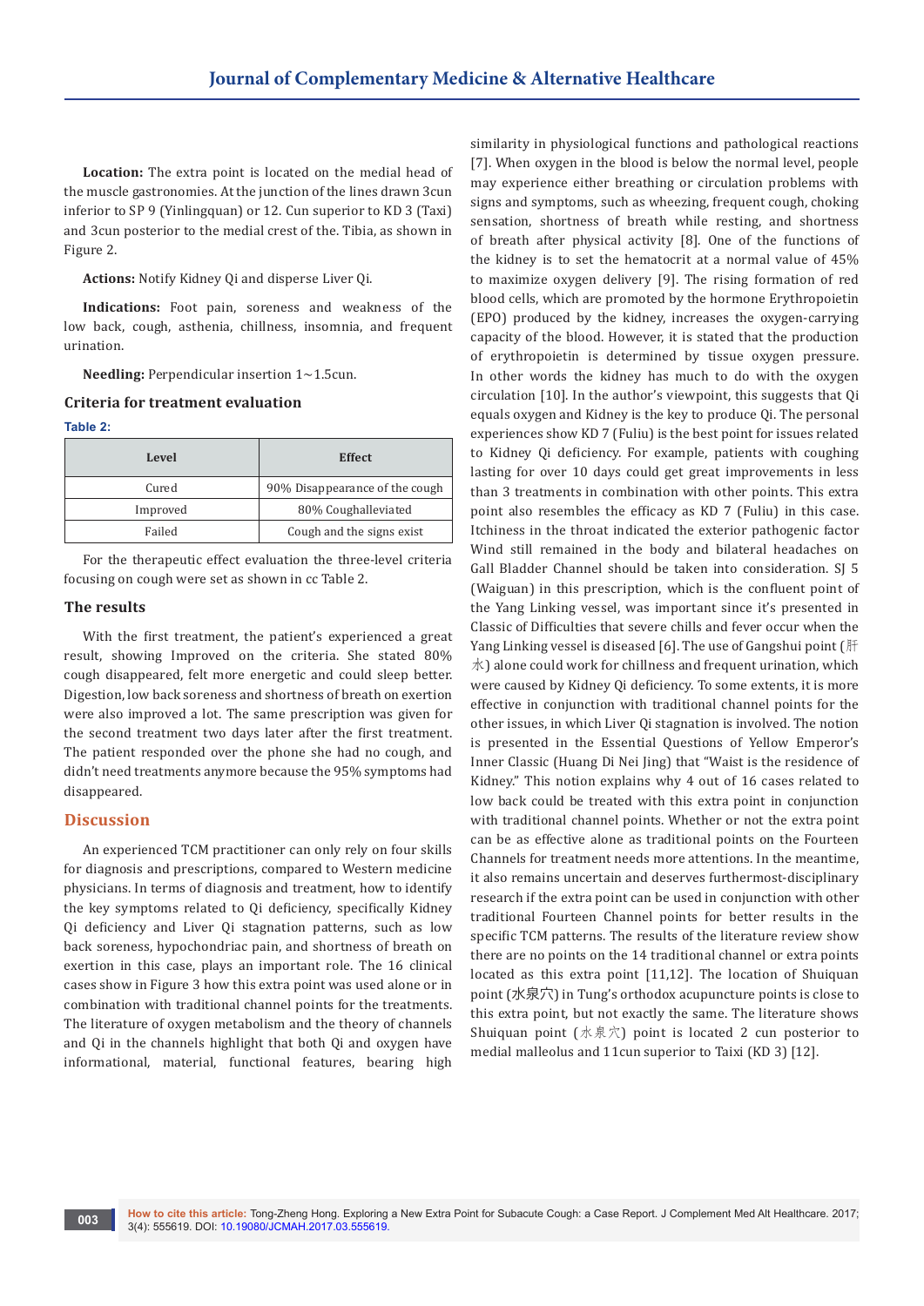**Location:** The extra point is located on the medial head of the muscle gastronomies. At the junction of the lines drawn 3cun inferior to SP 9 (Yinlingquan) or 12. Cun superior to KD 3 (Taxi) and 3cun posterior to the medial crest of the. Tibia, as shown in Figure 2.

**Actions:** Notify Kidney Qi and disperse Liver Qi.

**Indications:** Foot pain, soreness and weakness of the low back, cough, asthenia, chillness, insomnia, and frequent urination.

**Needling:** Perpendicular insertion 1~1.5cun.

### Criteria for treatment evaluation

**Table 2:**

| Level | Effect |
|---|---|
| Cured | 90% Disappearance of the cough |
| Improved | 80% Coughalleviated |
| Failed | Cough and the signs exist |

For the therapeutic effect evaluation the three-level criteria focusing on cough were set as shown in cc Table 2.

### The results

With the first treatment, the patient's experienced a great result, showing Improved on the criteria. She stated 80% cough disappeared, felt more energetic and could sleep better. Digestion, low back soreness and shortness of breath on exertion were also improved a lot. The same prescription was given for the second treatment two days later after the first treatment. The patient responded over the phone she had no cough, and didn't need treatments anymore because the 95% symptoms had disappeared.

## Discussion

An experienced TCM practitioner can only rely on four skills for diagnosis and prescriptions, compared to Western medicine physicians. In terms of diagnosis and treatment, how to identify the key symptoms related to Qi deficiency, specifically Kidney Qi deficiency and Liver Qi stagnation patterns, such as low back soreness, hypochondriac pain, and shortness of breath on exertion in this case, plays an important role. The 16 clinical cases show in Figure 3 how this extra point was used alone or in combination with traditional channel points for the treatments. The literature of oxygen metabolism and the theory of channels and Qi in the channels highlight that both Qi and oxygen have informational, material, functional features, bearing high similarity in physiological functions and pathological reactions [7]. When oxygen in the blood is below the normal level, people may experience either breathing or circulation problems with signs and symptoms, such as wheezing, frequent cough, choking sensation, shortness of breath while resting, and shortness of breath after physical activity [8]. One of the functions of the kidney is to set the hematocrit at a normal value of 45% to maximize oxygen delivery [9]. The rising formation of red blood cells, which are promoted by the hormone Erythropoietin (EPO) produced by the kidney, increases the oxygen-carrying capacity of the blood. However, it is stated that the production of erythropoietin is determined by tissue oxygen pressure. In other words the kidney has much to do with the oxygen circulation [10]. In the author's viewpoint, this suggests that Qi equals oxygen and Kidney is the key to produce Qi. The personal experiences show KD 7 (Fuliu) is the best point for issues related to Kidney Qi deficiency. For example, patients with coughing lasting for over 10 days could get great improvements in less than 3 treatments in combination with other points. This extra point also resembles the efficacy as KD 7 (Fuliu) in this case. Itchiness in the throat indicated the exterior pathogenic factor Wind still remained in the body and bilateral headaches on Gall Bladder Channel should be taken into consideration. SJ 5 (Waiguan) in this prescription, which is the confluent point of the Yang Linking vessel, was important since it's presented in Classic of Difficulties that severe chills and fever occur when the Yang Linking vessel is diseased [6]. The use of Gangshui point (肝水) alone could work for chillness and frequent urination, which were caused by Kidney Qi deficiency. To some extents, it is more effective in conjunction with traditional channel points for the other issues, in which Liver Qi stagnation is involved. The notion is presented in the Essential Questions of Yellow Emperor's Inner Classic (Huang Di Nei Jing) that "Waist is the residence of Kidney." This notion explains why 4 out of 16 cases related to low back could be treated with this extra point in conjunction with traditional channel points. Whether or not the extra point can be as effective alone as traditional points on the Fourteen Channels for treatment needs more attentions. In the meantime, it also remains uncertain and deserves furthermost-disciplinary research if the extra point can be used in conjunction with other traditional Fourteen Channel points for better results in the specific TCM patterns. The results of the literature review show there are no points on the 14 traditional channel or extra points located as this extra point [11,12]. The location of Shuiquan point (水泉穴) in Tung's orthodox acupuncture points is close to this extra point, but not exactly the same. The literature shows Shuiquan point (水泉穴) point is located 2 cun posterior to medial malleolus and 11cun superior to Taixi (KD 3) [12].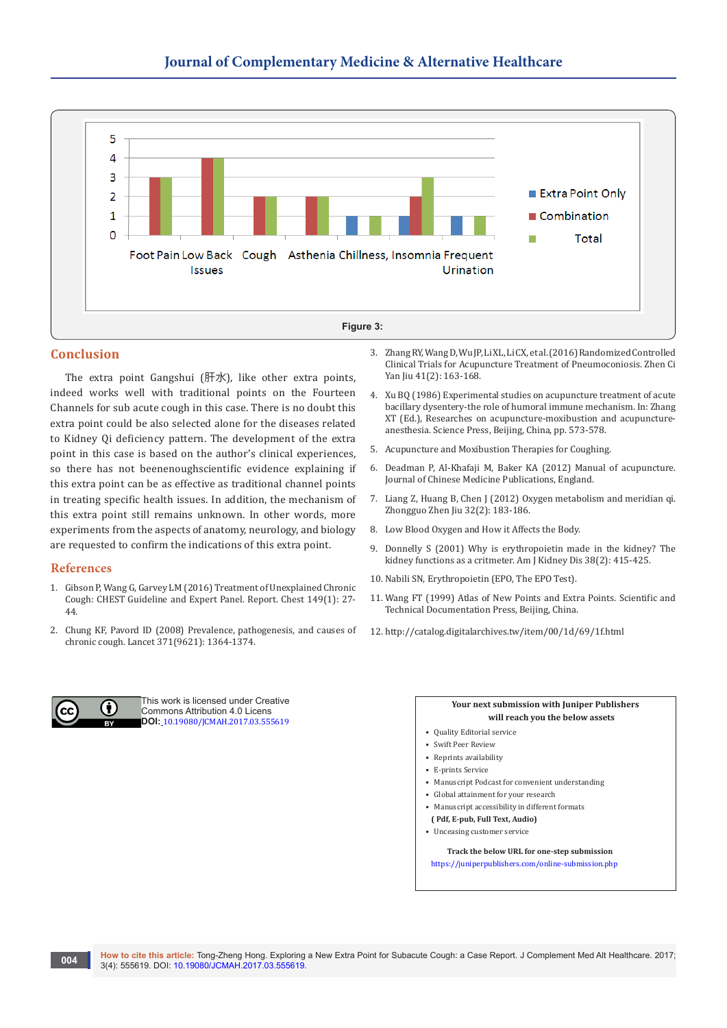5
4
3
2
1
0

Foot Pain
Low Back Issues
Cough
Asthenia
Chillness,
Insomnia
Frequent Urination

Extra Point Only
Combination
Total

**Figure 3:**

## Conclusion

The extra point Gangshui (肝水), like other extra points, indeed works well with traditional points on the Fourteen Channels for sub acute cough in this case. There is no doubt this extra point could be also selected alone for the diseases related to Kidney Qi deficiency pattern. The development of the extra point in this case is based on the author's clinical experiences, so there has not beenenoughscientific evidence explaining if this extra point can be as effective as traditional channel points in treating specific health issues. In addition, the mechanism of this extra point still remains unknown. In other words, more experiments from the aspects of anatomy, neurology, and biology are requested to confirm the indications of this extra point.

## References

1. Gibson P, Wang G, Garvey LM (2016) Treatment of Unexplained Chronic Cough: CHEST Guideline and Expert Panel. Report. Chest 149(1): 27-44.
2. Chung KF, Pavord ID (2008) Prevalence, pathogenesis, and causes of chronic cough. Lancet 371(9621): 1364-1374.
3. Zhang RY, Wang D, Wu JP, Li XL, Li CX, et al. (2016) Randomized Controlled Clinical Trials for Acupuncture Treatment of Pneumoconiosis. Zhen Ci Yan Jiu 41(2): 163-168.
4. Xu BQ (1986) Experimental studies on acupuncture treatment of acute bacillary dysentery-the role of humoral immune mechanism. In: Zhang XT (Ed.), Researches on acupuncture-moxibustion and acupuncture-anesthesia. Science Press, Beijing, China, pp. 573-578.
5. Acupuncture and Moxibustion Therapies for Coughing.
6. Deadman P, Al-Khafaji M, Baker KA (2012) Manual of acupuncture. Journal of Chinese Medicine Publications, England.
7. Liang Z, Huang B, Chen J (2012) Oxygen metabolism and meridian qi. Zhongguo Zhen Jiu 32(2): 183-186.
8. Low Blood Oxygen and How it Affects the Body.
9. Donnelly S (2001) Why is erythropoietin made in the kidney? The kidney functions as a critmeter. Am J Kidney Dis 38(2): 415-425.
10. Nabili SN, Erythropoietin (EPO, The EPO Test).
11. Wang FT (1999) Atlas of New Points and Extra Points. Scientific and Technical Documentation Press, Beijing, China.
12. http://catalog.digitalarchives.tw/item/00/1d/69/1f.html

This work is licensed under Creative Commons Attribution 4.0 Licens
**DOI:** 10.19080/JCMAH.2017.03.555619

**Your next submission with Juniper Publishers will reach you the below assets**

- Quality Editorial service
- Swift Peer Review
- Reprints availability
- E-prints Service
- Manuscript Podcast for convenient understanding
- Global attainment for your research
- Manuscript accessibility in different formats
  **( Pdf, E-pub, Full Text, Audio)**
- Unceasing customer service

**Track the below URL for one-step submission**
https://juniperpublishers.com/online-submission.php

**How to cite this article:** Tong-Zheng Hong. Exploring a New Extra Point for Subacute Cough: a Case Report. J Complement Med Alt Healthcare. 2017; 3(4): 555619. DOI: 10.19080/JCMAH.2017.03.555619.